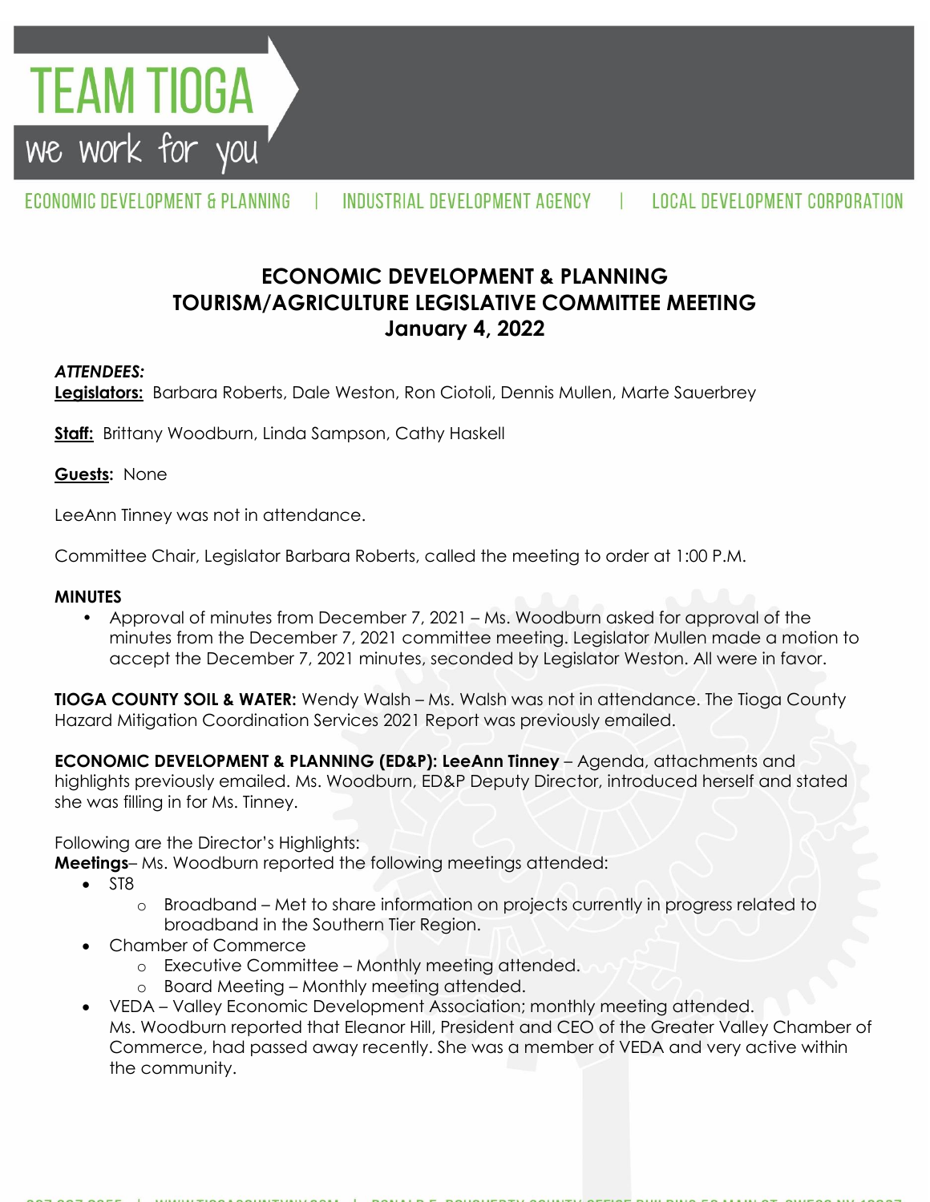# TEAM TIOGA

we work for you

ECONOMIC DEVELOPMENT & PLANNING | INDUSTRIAL DEVELOPMENT AGENCY | LOCAL DEVELOPMENT CORPORATION

## ECONOMIC DEVELOPMENT & PLANNING
## TOURISM/AGRICULTURE LEGISLATIVE COMMITTEE MEETING
## January 4, 2022

***ATTENDEES:***

**Legislators:** Barbara Roberts, Dale Weston, Ron Ciotoli, Dennis Mullen, Marte Sauerbrey

**Staff:** Brittany Woodburn, Linda Sampson, Cathy Haskell

**Guests:** None

LeeAnn Tinney was not in attendance.

Committee Chair, Legislator Barbara Roberts, called the meeting to order at 1:00 P.M.

**MINUTES**

- Approval of minutes from December 7, 2021 – Ms. Woodburn asked for approval of the minutes from the December 7, 2021 committee meeting. Legislator Mullen made a motion to accept the December 7, 2021 minutes, seconded by Legislator Weston. All were in favor.

**TIOGA COUNTY SOIL & WATER:** Wendy Walsh – Ms. Walsh was not in attendance. The Tioga County Hazard Mitigation Coordination Services 2021 Report was previously emailed.

**ECONOMIC DEVELOPMENT & PLANNING (ED&P): LeeAnn Tinney** – Agenda, attachments and highlights previously emailed. Ms. Woodburn, ED&P Deputy Director, introduced herself and stated she was filling in for Ms. Tinney.

Following are the Director's Highlights:

**Meetings**– Ms. Woodburn reported the following meetings attended:

- ST8
  - Broadband – Met to share information on projects currently in progress related to broadband in the Southern Tier Region.
- Chamber of Commerce
  - Executive Committee – Monthly meeting attended.
  - Board Meeting – Monthly meeting attended.
- VEDA – Valley Economic Development Association; monthly meeting attended. Ms. Woodburn reported that Eleanor Hill, President and CEO of the Greater Valley Chamber of Commerce, had passed away recently. She was a member of VEDA and very active within the community.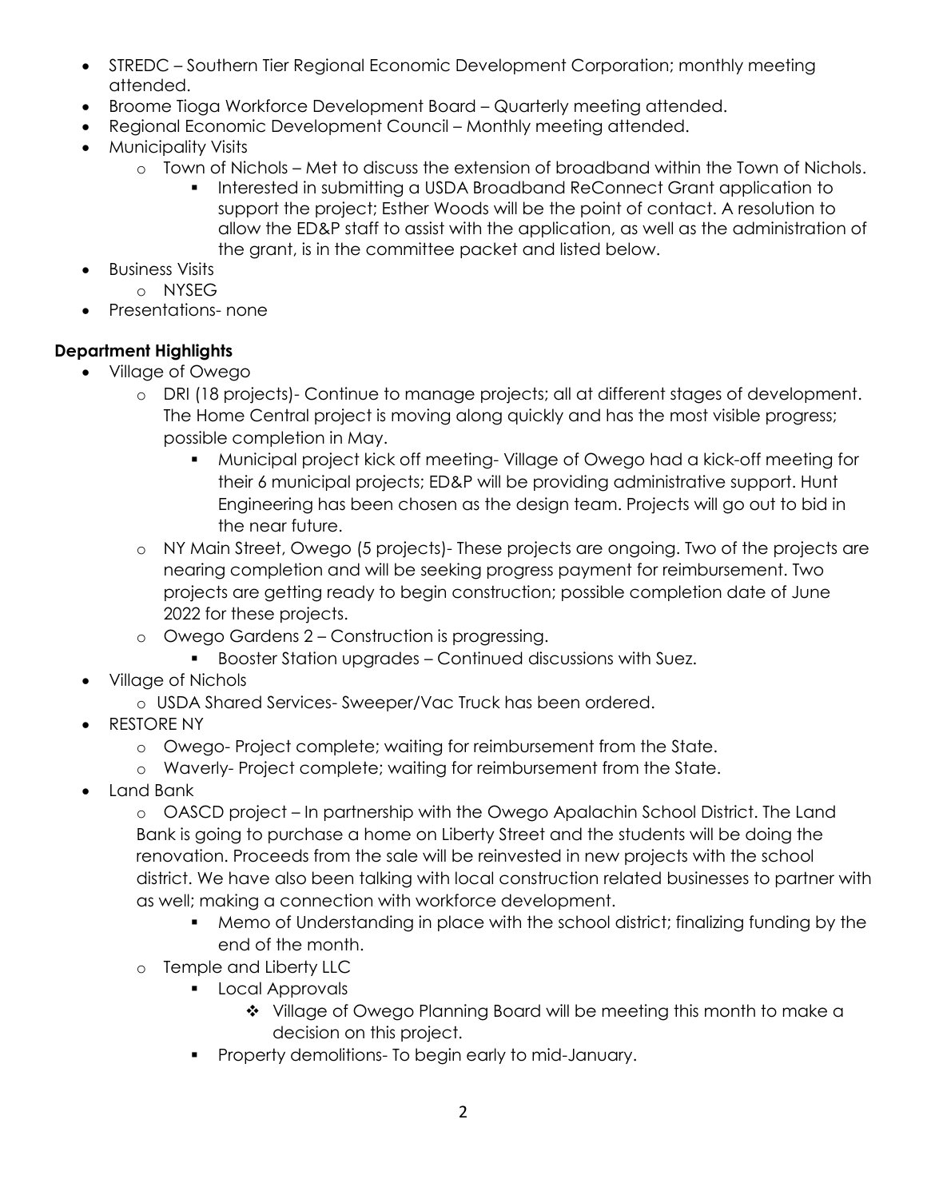- STREDC – Southern Tier Regional Economic Development Corporation; monthly meeting attended.
- Broome Tioga Workforce Development Board – Quarterly meeting attended.
- Regional Economic Development Council – Monthly meeting attended.
- Municipality Visits
  - Town of Nichols – Met to discuss the extension of broadband within the Town of Nichols.
    - Interested in submitting a USDA Broadband ReConnect Grant application to support the project; Esther Woods will be the point of contact. A resolution to allow the ED&P staff to assist with the application, as well as the administration of the grant, is in the committee packet and listed below.
- Business Visits
  - NYSEG
- Presentations- none

**Department Highlights**

- Village of Owego
  - DRI (18 projects)- Continue to manage projects; all at different stages of development. The Home Central project is moving along quickly and has the most visible progress; possible completion in May.
    - Municipal project kick off meeting- Village of Owego had a kick-off meeting for their 6 municipal projects; ED&P will be providing administrative support. Hunt Engineering has been chosen as the design team. Projects will go out to bid in the near future.
  - NY Main Street, Owego (5 projects)- These projects are ongoing. Two of the projects are nearing completion and will be seeking progress payment for reimbursement. Two projects are getting ready to begin construction; possible completion date of June 2022 for these projects.
  - Owego Gardens 2 – Construction is progressing.
    - Booster Station upgrades – Continued discussions with Suez.
- Village of Nichols
  - USDA Shared Services- Sweeper/Vac Truck has been ordered.
- RESTORE NY
  - Owego- Project complete; waiting for reimbursement from the State.
  - Waverly- Project complete; waiting for reimbursement from the State.
- Land Bank
  - OASCD project – In partnership with the Owego Apalachin School District. The Land Bank is going to purchase a home on Liberty Street and the students will be doing the renovation. Proceeds from the sale will be reinvested in new projects with the school district. We have also been talking with local construction related businesses to partner with as well; making a connection with workforce development.
    - Memo of Understanding in place with the school district; finalizing funding by the end of the month.
  - Temple and Liberty LLC
    - Local Approvals
      - Village of Owego Planning Board will be meeting this month to make a decision on this project.
    - Property demolitions- To begin early to mid-January.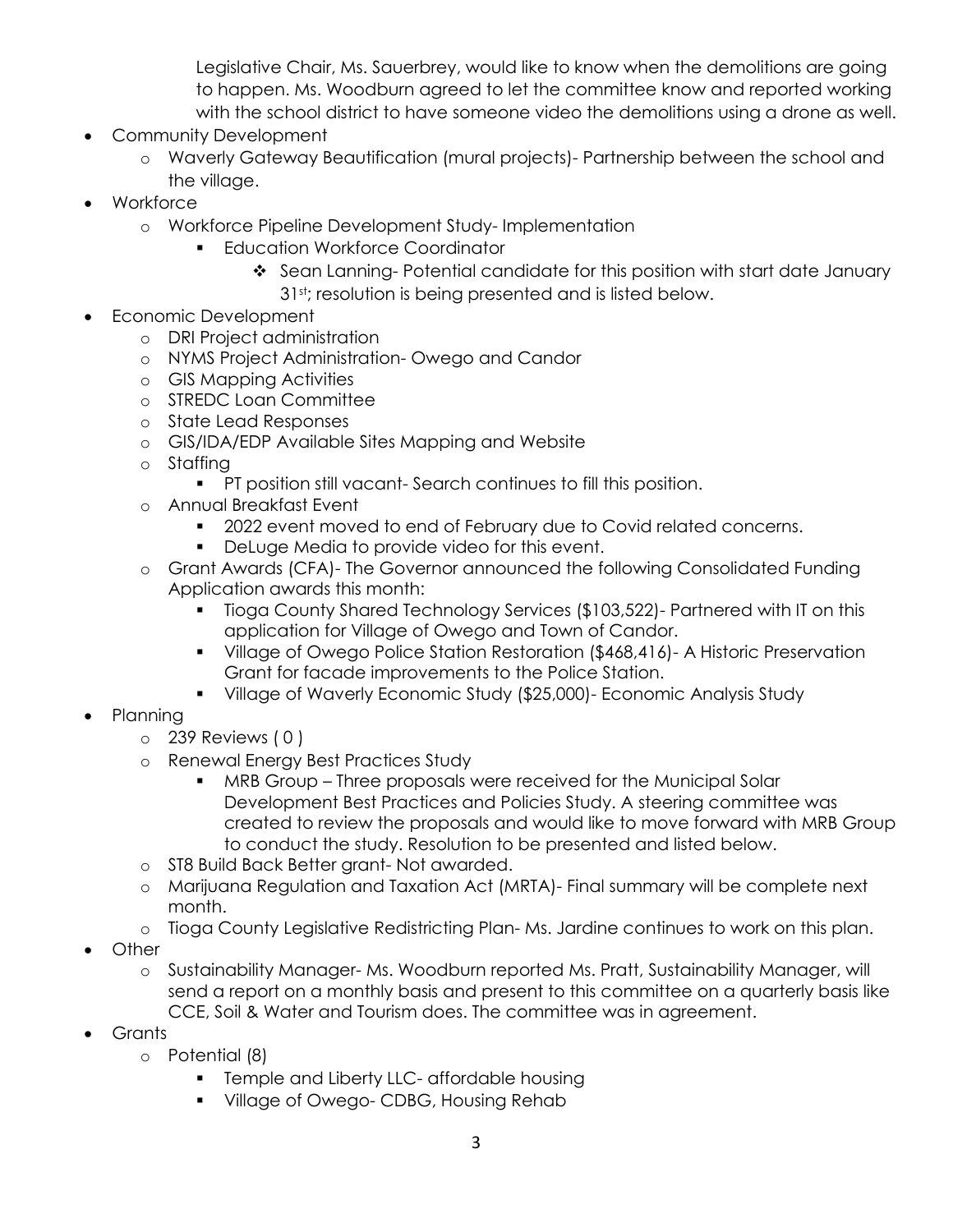Legislative Chair, Ms. Sauerbrey, would like to know when the demolitions are going to happen. Ms. Woodburn agreed to let the committee know and reported working with the school district to have someone video the demolitions using a drone as well.

- Community Development
  - Waverly Gateway Beautification (mural projects)- Partnership between the school and the village.
- Workforce
  - Workforce Pipeline Development Study- Implementation
    - Education Workforce Coordinator
      - Sean Lanning- Potential candidate for this position with start date January 31st; resolution is being presented and is listed below.
- Economic Development
  - DRI Project administration
  - NYMS Project Administration- Owego and Candor
  - GIS Mapping Activities
  - STREDC Loan Committee
  - State Lead Responses
  - GIS/IDA/EDP Available Sites Mapping and Website
  - Staffing
    - PT position still vacant- Search continues to fill this position.
  - Annual Breakfast Event
    - 2022 event moved to end of February due to Covid related concerns.
    - DeLuge Media to provide video for this event.
  - Grant Awards (CFA)- The Governor announced the following Consolidated Funding Application awards this month:
    - Tioga County Shared Technology Services ($103,522)- Partnered with IT on this application for Village of Owego and Town of Candor.
    - Village of Owego Police Station Restoration ($468,416)- A Historic Preservation Grant for facade improvements to the Police Station.
    - Village of Waverly Economic Study ($25,000)- Economic Analysis Study
- Planning
  - 239 Reviews ( 0 )
  - Renewal Energy Best Practices Study
    - MRB Group – Three proposals were received for the Municipal Solar Development Best Practices and Policies Study. A steering committee was created to review the proposals and would like to move forward with MRB Group to conduct the study. Resolution to be presented and listed below.
  - ST8 Build Back Better grant- Not awarded.
  - Marijuana Regulation and Taxation Act (MRTA)- Final summary will be complete next month.
  - Tioga County Legislative Redistricting Plan- Ms. Jardine continues to work on this plan.
- Other
  - Sustainability Manager- Ms. Woodburn reported Ms. Pratt, Sustainability Manager, will send a report on a monthly basis and present to this committee on a quarterly basis like CCE, Soil & Water and Tourism does. The committee was in agreement.
- Grants
  - Potential (8)
    - Temple and Liberty LLC- affordable housing
    - Village of Owego- CDBG, Housing Rehab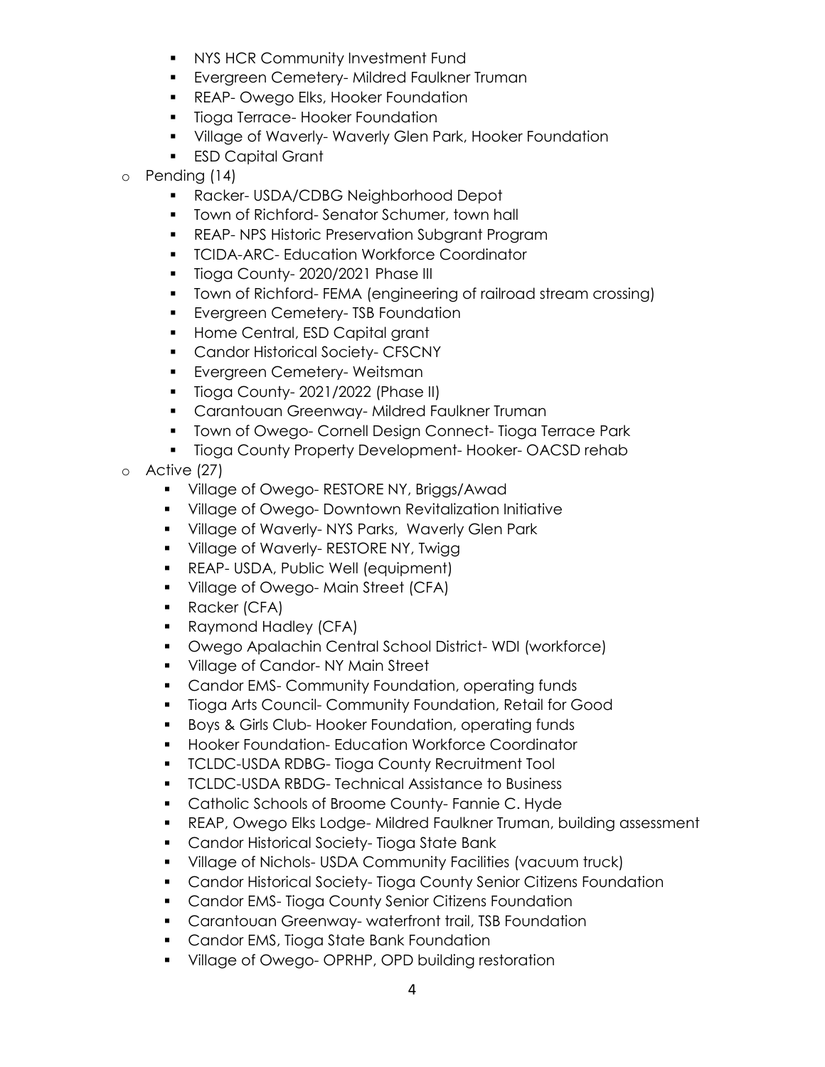- NYS HCR Community Investment Fund
  - Evergreen Cemetery- Mildred Faulkner Truman
  - REAP- Owego Elks, Hooker Foundation
  - Tioga Terrace- Hooker Foundation
  - Village of Waverly- Waverly Glen Park, Hooker Foundation
  - ESD Capital Grant
- Pending (14)
  - Racker- USDA/CDBG Neighborhood Depot
  - Town of Richford- Senator Schumer, town hall
  - REAP- NPS Historic Preservation Subgrant Program
  - TCIDA-ARC- Education Workforce Coordinator
  - Tioga County- 2020/2021 Phase III
  - Town of Richford- FEMA (engineering of railroad stream crossing)
  - Evergreen Cemetery- TSB Foundation
  - Home Central, ESD Capital grant
  - Candor Historical Society- CFSCNY
  - Evergreen Cemetery- Weitsman
  - Tioga County- 2021/2022 (Phase II)
  - Carantouan Greenway- Mildred Faulkner Truman
  - Town of Owego- Cornell Design Connect- Tioga Terrace Park
  - Tioga County Property Development- Hooker- OACSD rehab
- Active (27)
  - Village of Owego- RESTORE NY, Briggs/Awad
  - Village of Owego- Downtown Revitalization Initiative
  - Village of Waverly- NYS Parks, Waverly Glen Park
  - Village of Waverly- RESTORE NY, Twigg
  - REAP- USDA, Public Well (equipment)
  - Village of Owego- Main Street (CFA)
  - Racker (CFA)
  - Raymond Hadley (CFA)
  - Owego Apalachin Central School District- WDI (workforce)
  - Village of Candor- NY Main Street
  - Candor EMS- Community Foundation, operating funds
  - Tioga Arts Council- Community Foundation, Retail for Good
  - Boys & Girls Club- Hooker Foundation, operating funds
  - Hooker Foundation- Education Workforce Coordinator
  - TCLDC-USDA RDBG- Tioga County Recruitment Tool
  - TCLDC-USDA RBDG- Technical Assistance to Business
  - Catholic Schools of Broome County- Fannie C. Hyde
  - REAP, Owego Elks Lodge- Mildred Faulkner Truman, building assessment
  - Candor Historical Society- Tioga State Bank
  - Village of Nichols- USDA Community Facilities (vacuum truck)
  - Candor Historical Society- Tioga County Senior Citizens Foundation
  - Candor EMS- Tioga County Senior Citizens Foundation
  - Carantouan Greenway- waterfront trail, TSB Foundation
  - Candor EMS, Tioga State Bank Foundation
  - Village of Owego- OPRHP, OPD building restoration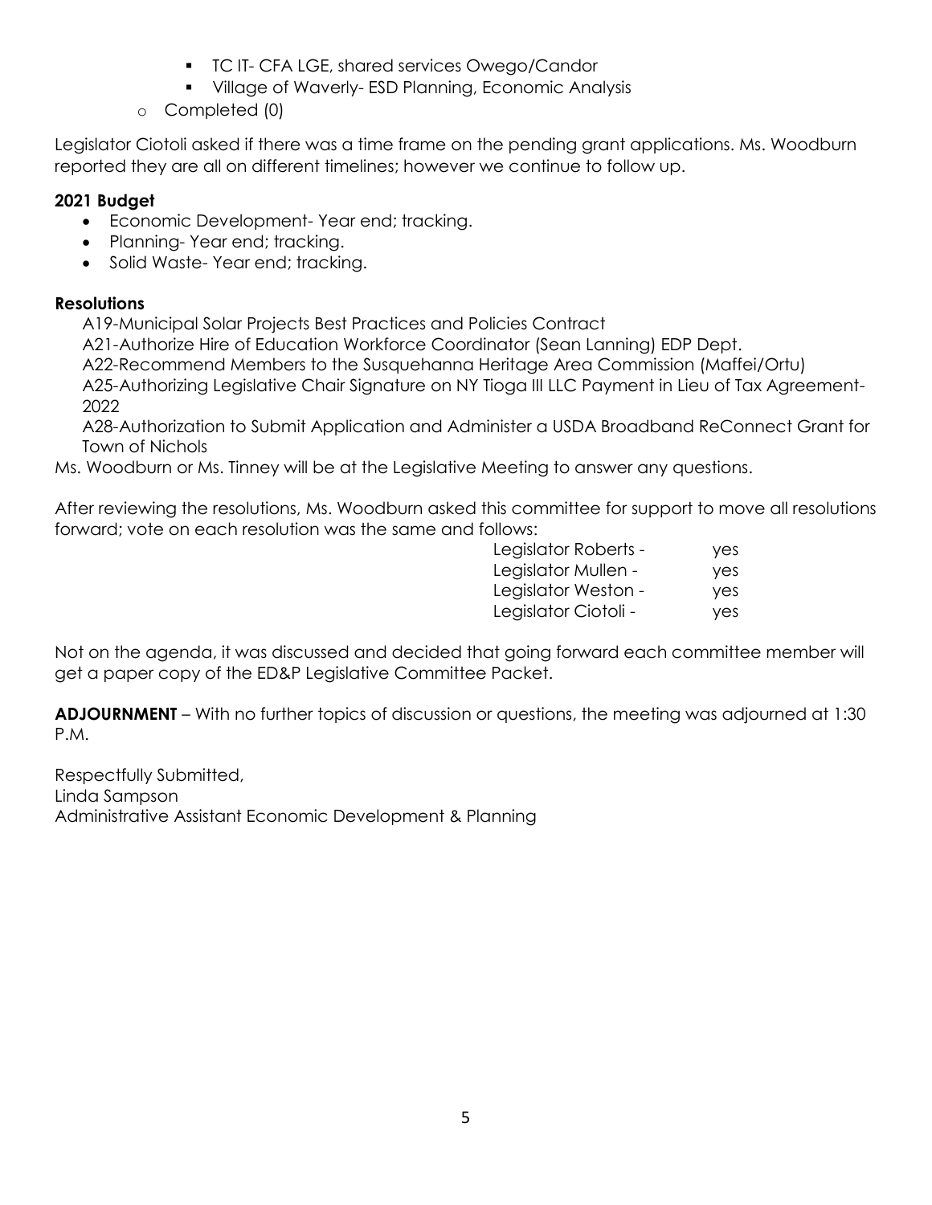- TC IT- CFA LGE, shared services Owego/Candor
    - Village of Waverly- ESD Planning, Economic Analysis
  - Completed (0)

Legislator Ciotoli asked if there was a time frame on the pending grant applications. Ms. Woodburn reported they are all on different timelines; however we continue to follow up.

**2021 Budget**

- Economic Development- Year end; tracking.
- Planning- Year end; tracking.
- Solid Waste- Year end; tracking.

**Resolutions**

A19-Municipal Solar Projects Best Practices and Policies Contract
A21-Authorize Hire of Education Workforce Coordinator (Sean Lanning) EDP Dept.
A22-Recommend Members to the Susquehanna Heritage Area Commission (Maffei/Ortu)
A25-Authorizing Legislative Chair Signature on NY Tioga III LLC Payment in Lieu of Tax Agreement-2022
A28-Authorization to Submit Application and Administer a USDA Broadband ReConnect Grant for Town of Nichols

Ms. Woodburn or Ms. Tinney will be at the Legislative Meeting to answer any questions.

After reviewing the resolutions, Ms. Woodburn asked this committee for support to move all resolutions forward; vote on each resolution was the same and follows:

| | |
|---|---|
| Legislator Roberts - | yes |
| Legislator Mullen - | yes |
| Legislator Weston - | yes |
| Legislator Ciotoli - | yes |

Not on the agenda, it was discussed and decided that going forward each committee member will get a paper copy of the ED&P Legislative Committee Packet.

**ADJOURNMENT** – With no further topics of discussion or questions, the meeting was adjourned at 1:30 P.M.

Respectfully Submitted,
Linda Sampson
Administrative Assistant Economic Development & Planning